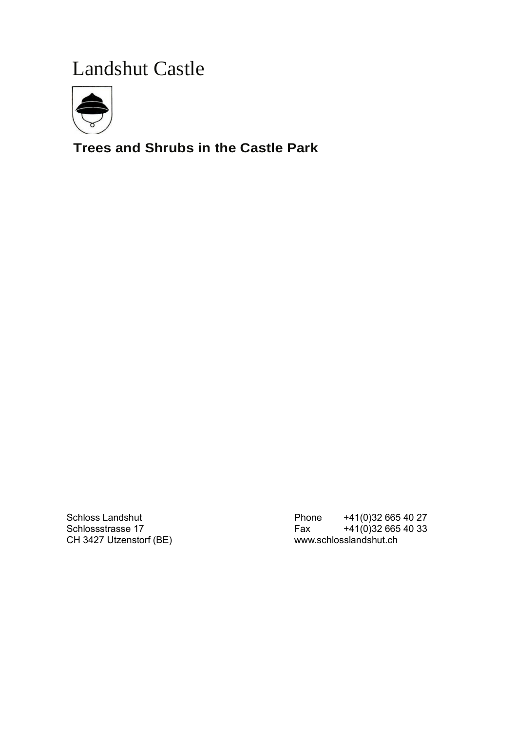# Landshut Castle

## Trees and Shrubs in the Castle Park

Schloss Landshut
Schlossstrasse 17
CH 3427 Utzenstorf (BE)

Phone +41(0)32 665 40 27
Fax +41(0)32 665 40 33
www.schlosslandshut.ch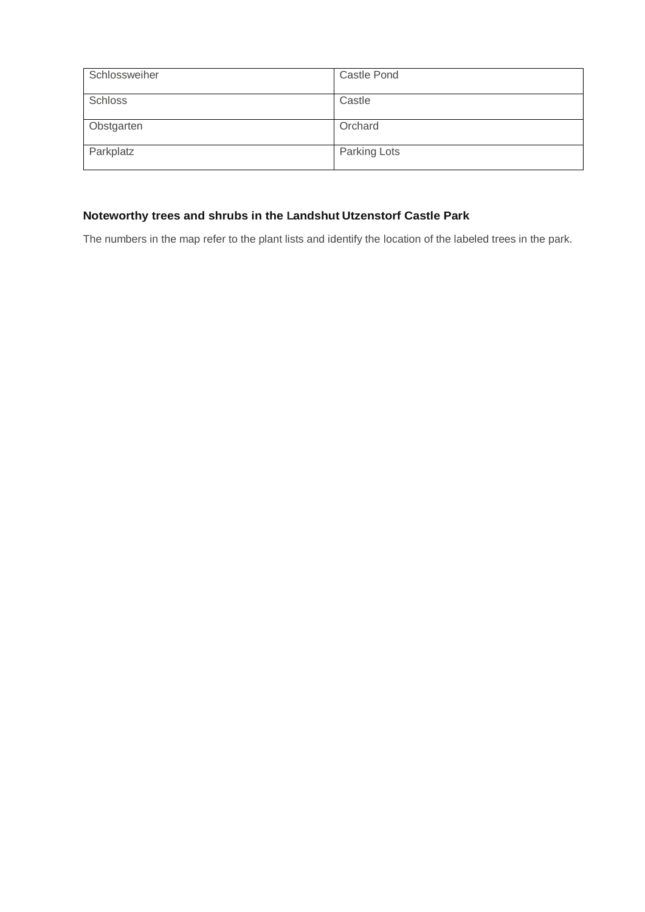| Schlossweiher | Castle Pond |
|---|---|
| Schloss | Castle |
| Obstgarten | Orchard |
| Parkplatz | Parking Lots |

**Noteworthy trees and shrubs in the Landshut Utzenstorf Castle Park**

The numbers in the map refer to the plant lists and identify the location of the labeled trees in the park.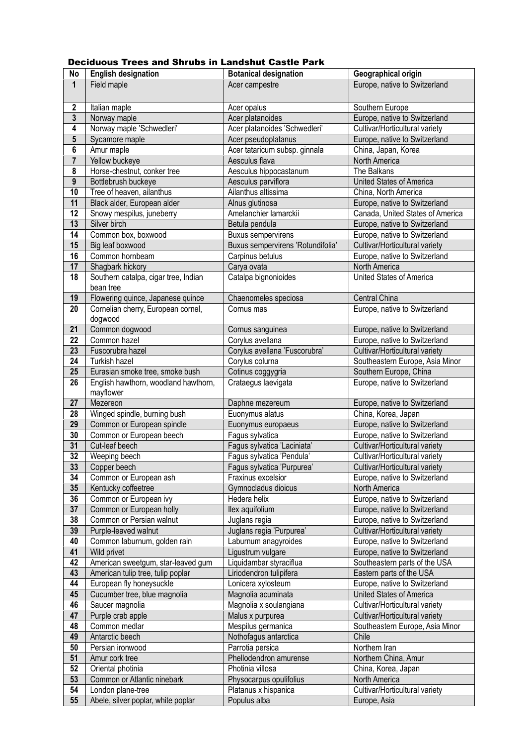### Deciduous Trees and Shrubs in Landshut Castle Park

| No | English designation | Botanical designation | Geographical origin |
|---|---|---|---|
| 1 | Field maple | Acer campestre | Europe, native to Switzerland |
| 2 | Italian maple | Acer opalus | Southern Europe |
| 3 | Norway maple | Acer platanoides | Europe, native to Switzerland |
| 4 | Norway maple 'Schwedleri' | Acer platanoides 'Schwedleri' | Cultivar/Horticultural variety |
| 5 | Sycamore maple | Acer pseudoplatanus | Europe, native to Switzerland |
| 6 | Amur maple | Acer tataricum subsp. ginnala | China, Japan, Korea |
| 7 | Yellow buckeye | Aesculus flava | North America |
| 8 | Horse-chestnut, conker tree | Aesculus hippocastanum | The Balkans |
| 9 | Bottlebrush buckeye | Aesculus parviflora | United States of America |
| 10 | Tree of heaven, ailanthus | Ailanthus altissima | China, North America |
| 11 | Black alder, European alder | Alnus glutinosa | Europe, native to Switzerland |
| 12 | Snowy mespilus, juneberry | Amelanchier lamarckii | Canada, United States of America |
| 13 | Silver birch | Betula pendula | Europe, native to Switzerland |
| 14 | Common box, boxwood | Buxus sempervirens | Europe, native to Switzerland |
| 15 | Big leaf boxwood | Buxus sempervirens 'Rotundifolia' | Cultivar/Horticultural variety |
| 16 | Common hornbeam | Carpinus betulus | Europe, native to Switzerland |
| 17 | Shagbark hickory | Carya ovata | North America |
| 18 | Southern catalpa, cigar tree, Indian bean tree | Catalpa bignonioides | United States of America |
| 19 | Flowering quince, Japanese quince | Chaenomeles speciosa | Central China |
| 20 | Cornelian cherry, European cornel, dogwood | Cornus mas | Europe, native to Switzerland |
| 21 | Common dogwood | Cornus sanguinea | Europe, native to Switzerland |
| 22 | Common hazel | Corylus avellana | Europe, native to Switzerland |
| 23 | Fuscorubra hazel | Corylus avellana 'Fuscorubra' | Cultivar/Horticultural variety |
| 24 | Turkish hazel | Corylus colurna | Southeastern Europe, Asia Minor |
| 25 | Eurasian smoke tree, smoke bush | Cotinus coggygria | Southern Europe, China |
| 26 | English hawthorn, woodland hawthorn, mayflower | Crataegus laevigata | Europe, native to Switzerland |
| 27 | Mezereon | Daphne mezereum | Europe, native to Switzerland |
| 28 | Winged spindle, burning bush | Euonymus alatus | China, Korea, Japan |
| 29 | Common or European spindle | Euonymus europaeus | Europe, native to Switzerland |
| 30 | Common or European beech | Fagus sylvatica | Europe, native to Switzerland |
| 31 | Cut-leaf beech | Fagus sylvatica 'Laciniata' | Cultivar/Horticultural variety |
| 32 | Weeping beech | Fagus sylvatica 'Pendula' | Cultivar/Horticultural variety |
| 33 | Copper beech | Fagus sylvatica 'Purpurea' | Cultivar/Horticultural variety |
| 34 | Common or European ash | Fraxinus excelsior | Europe, native to Switzerland |
| 35 | Kentucky coffeetree | Gymnocladus dioicus | North America |
| 36 | Common or European ivy | Hedera helix | Europe, native to Switzerland |
| 37 | Common or European holly | Ilex aquifolium | Europe, native to Switzerland |
| 38 | Common or Persian walnut | Juglans regia | Europe, native to Switzerland |
| 39 | Purple-leaved walnut | Juglans regia 'Purpurea' | Cultivar/Horticultural variety |
| 40 | Common laburnum, golden rain | Laburnum anagyroides | Europe, native to Switzerland |
| 41 | Wild privet | Ligustrum vulgare | Europe, native to Switzerland |
| 42 | American sweetgum, star-leaved gum | Liquidambar styraciflua | Southeastern parts of the USA |
| 43 | American tulip tree, tulip poplar | Liriodendron tulipifera | Eastern parts of the USA |
| 44 | European fly honeysuckle | Lonicera xylosteum | Europe, native to Switzerland |
| 45 | Cucumber tree, blue magnolia | Magnolia acuminata | United States of America |
| 46 | Saucer magnolia | Magnolia x soulangiana | Cultivar/Horticultural variety |
| 47 | Purple crab apple | Malus x purpurea | Cultivar/Horticultural variety |
| 48 | Common medlar | Mespilus germanica | Southeastern Europe, Asia Minor |
| 49 | Antarctic beech | Nothofagus antarctica | Chile |
| 50 | Persian ironwood | Parrotia persica | Northern Iran |
| 51 | Amur cork tree | Phellodendron amurense | Northern China, Amur |
| 52 | Oriental photinia | Photinia villosa | China, Korea, Japan |
| 53 | Common or Atlantic ninebark | Physocarpus opulifolius | North America |
| 54 | London plane-tree | Platanus x hispanica | Cultivar/Horticultural variety |
| 55 | Abele, silver poplar, white poplar | Populus alba | Europe, Asia |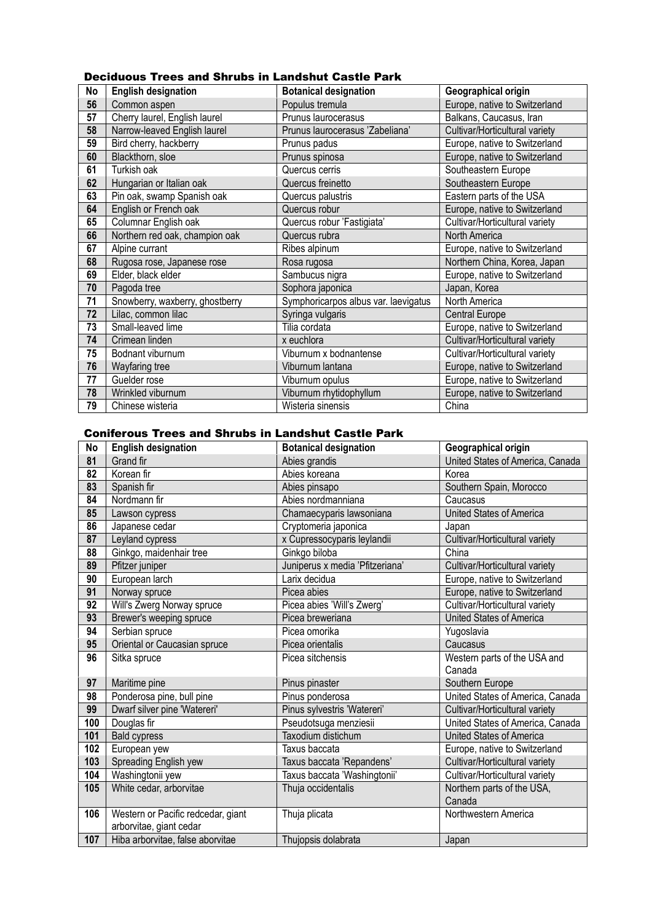### Deciduous Trees and Shrubs in Landshut Castle Park

| No | English designation | Botanical designation | Geographical origin |
|---|---|---|---|
| 56 | Common aspen | Populus tremula | Europe, native to Switzerland |
| 57 | Cherry laurel, English laurel | Prunus laurocerasus | Balkans, Caucasus, Iran |
| 58 | Narrow-leaved English laurel | Prunus laurocerasus 'Zabeliana' | Cultivar/Horticultural variety |
| 59 | Bird cherry, hackberry | Prunus padus | Europe, native to Switzerland |
| 60 | Blackthorn, sloe | Prunus spinosa | Europe, native to Switzerland |
| 61 | Turkish oak | Quercus cerris | Southeastern Europe |
| 62 | Hungarian or Italian oak | Quercus freinetto | Southeastern Europe |
| 63 | Pin oak, swamp Spanish oak | Quercus palustris | Eastern parts of the USA |
| 64 | English or French oak | Quercus robur | Europe, native to Switzerland |
| 65 | Columnar English oak | Quercus robur 'Fastigiata' | Cultivar/Horticultural variety |
| 66 | Northern red oak, champion oak | Quercus rubra | North America |
| 67 | Alpine currant | Ribes alpinum | Europe, native to Switzerland |
| 68 | Rugosa rose, Japanese rose | Rosa rugosa | Northern China, Korea, Japan |
| 69 | Elder, black elder | Sambucus nigra | Europe, native to Switzerland |
| 70 | Pagoda tree | Sophora japonica | Japan, Korea |
| 71 | Snowberry, waxberry, ghostberry | Symphoricarpos albus var. laevigatus | North America |
| 72 | Lilac, common lilac | Syringa vulgaris | Central Europe |
| 73 | Small-leaved lime | Tilia cordata | Europe, native to Switzerland |
| 74 | Crimean linden | x euchlora | Cultivar/Horticultural variety |
| 75 | Bodnant viburnum | Viburnum x bodnantense | Cultivar/Horticultural variety |
| 76 | Wayfaring tree | Viburnum lantana | Europe, native to Switzerland |
| 77 | Guelder rose | Viburnum opulus | Europe, native to Switzerland |
| 78 | Wrinkled viburnum | Viburnum rhytidophyllum | Europe, native to Switzerland |
| 79 | Chinese wisteria | Wisteria sinensis | China |

### Coniferous Trees and Shrubs in Landshut Castle Park

| No | English designation | Botanical designation | Geographical origin |
|---|---|---|---|
| 81 | Grand fir | Abies grandis | United States of America, Canada |
| 82 | Korean fir | Abies koreana | Korea |
| 83 | Spanish fir | Abies pinsapo | Southern Spain, Morocco |
| 84 | Nordmann fir | Abies nordmanniana | Caucasus |
| 85 | Lawson cypress | Chamaecyparis lawsoniana | United States of America |
| 86 | Japanese cedar | Cryptomeria japonica | Japan |
| 87 | Leyland cypress | x Cupressocyparis leylandii | Cultivar/Horticultural variety |
| 88 | Ginkgo, maidenhair tree | Ginkgo biloba | China |
| 89 | Pfitzer juniper | Juniperus x media 'Pfitzeriana' | Cultivar/Horticultural variety |
| 90 | European larch | Larix decidua | Europe, native to Switzerland |
| 91 | Norway spruce | Picea abies | Europe, native to Switzerland |
| 92 | Will's Zwerg Norway spruce | Picea abies 'Will's Zwerg' | Cultivar/Horticultural variety |
| 93 | Brewer's weeping spruce | Picea breweriana | United States of America |
| 94 | Serbian spruce | Picea omorika | Yugoslavia |
| 95 | Oriental or Caucasian spruce | Picea orientalis | Caucasus |
| 96 | Sitka spruce | Picea sitchensis | Western parts of the USA and Canada |
| 97 | Maritime pine | Pinus pinaster | Southern Europe |
| 98 | Ponderosa pine, bull pine | Pinus ponderosa | United States of America, Canada |
| 99 | Dwarf silver pine 'Watereri' | Pinus sylvestris 'Watereri' | Cultivar/Horticultural variety |
| 100 | Douglas fir | Pseudotsuga menziesii | United States of America, Canada |
| 101 | Bald cypress | Taxodium distichum | United States of America |
| 102 | European yew | Taxus baccata | Europe, native to Switzerland |
| 103 | Spreading English yew | Taxus baccata 'Repandens' | Cultivar/Horticultural variety |
| 104 | Washingtonii yew | Taxus baccata 'Washingtonii' | Cultivar/Horticultural variety |
| 105 | White cedar, arborvitae | Thuja occidentalis | Northern parts of the USA, Canada |
| 106 | Western or Pacific redcedar, giant arborvitae, giant cedar | Thuja plicata | Northwestern America |
| 107 | Hiba arborvitae, false aborvitae | Thujopsis dolabrata | Japan |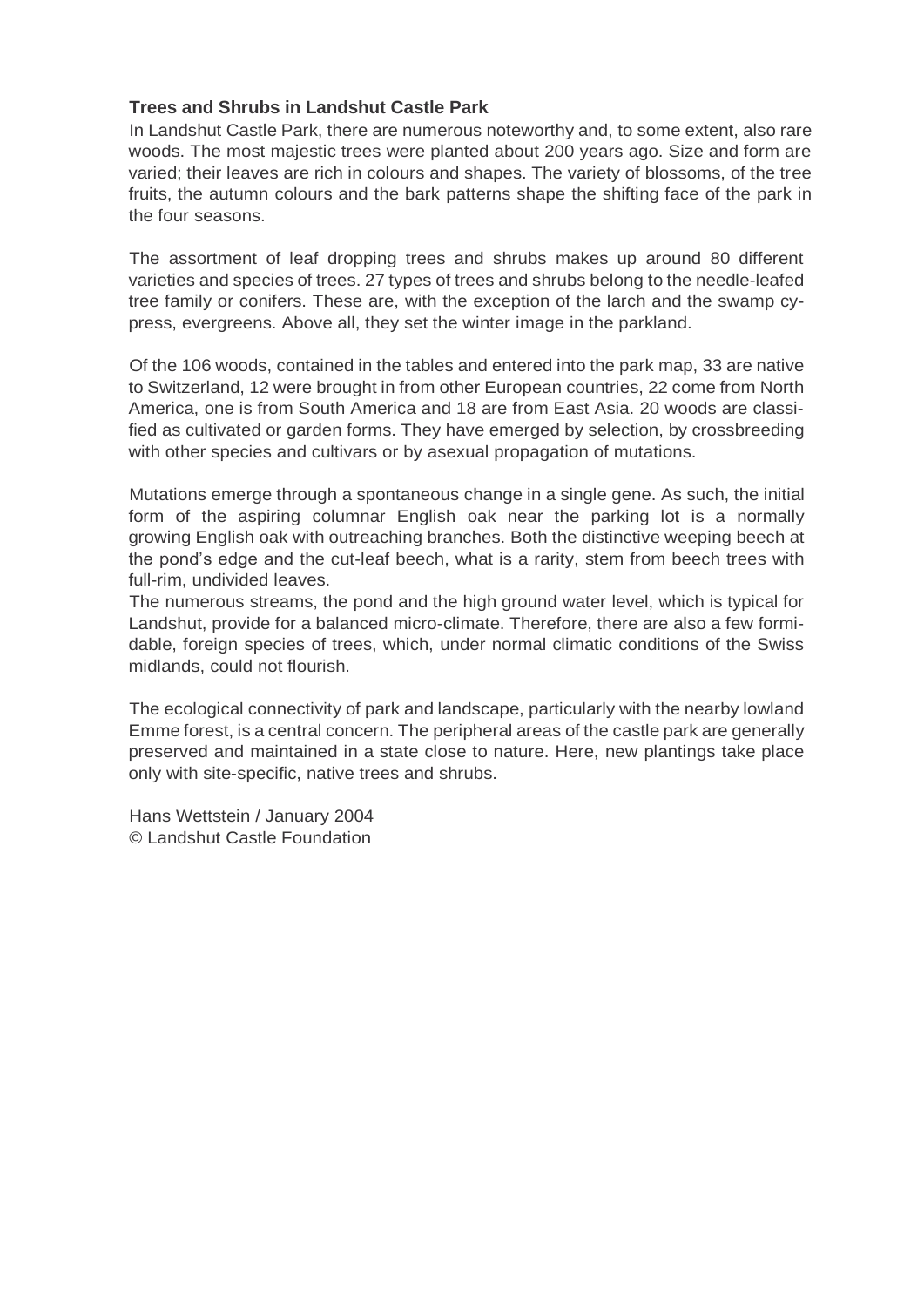**Trees and Shrubs in Landshut Castle Park**

In Landshut Castle Park, there are numerous noteworthy and, to some extent, also rare woods. The most majestic trees were planted about 200 years ago. Size and form are varied; their leaves are rich in colours and shapes. The variety of blossoms, of the tree fruits, the autumn colours and the bark patterns shape the shifting face of the park in the four seasons.

The assortment of leaf dropping trees and shrubs makes up around 80 different varieties and species of trees. 27 types of trees and shrubs belong to the needle-leafed tree family or conifers. These are, with the exception of the larch and the swamp cypress, evergreens. Above all, they set the winter image in the parkland.

Of the 106 woods, contained in the tables and entered into the park map, 33 are native to Switzerland, 12 were brought in from other European countries, 22 come from North America, one is from South America and 18 are from East Asia. 20 woods are classified as cultivated or garden forms. They have emerged by selection, by crossbreeding with other species and cultivars or by asexual propagation of mutations.

Mutations emerge through a spontaneous change in a single gene. As such, the initial form of the aspiring columnar English oak near the parking lot is a normally growing English oak with outreaching branches. Both the distinctive weeping beech at the pond's edge and the cut-leaf beech, what is a rarity, stem from beech trees with full-rim, undivided leaves.

The numerous streams, the pond and the high ground water level, which is typical for Landshut, provide for a balanced micro-climate. Therefore, there are also a few formidable, foreign species of trees, which, under normal climatic conditions of the Swiss midlands, could not flourish.

The ecological connectivity of park and landscape, particularly with the nearby lowland Emme forest, is a central concern. The peripheral areas of the castle park are generally preserved and maintained in a state close to nature. Here, new plantings take place only with site-specific, native trees and shrubs.

Hans Wettstein / January 2004
© Landshut Castle Foundation